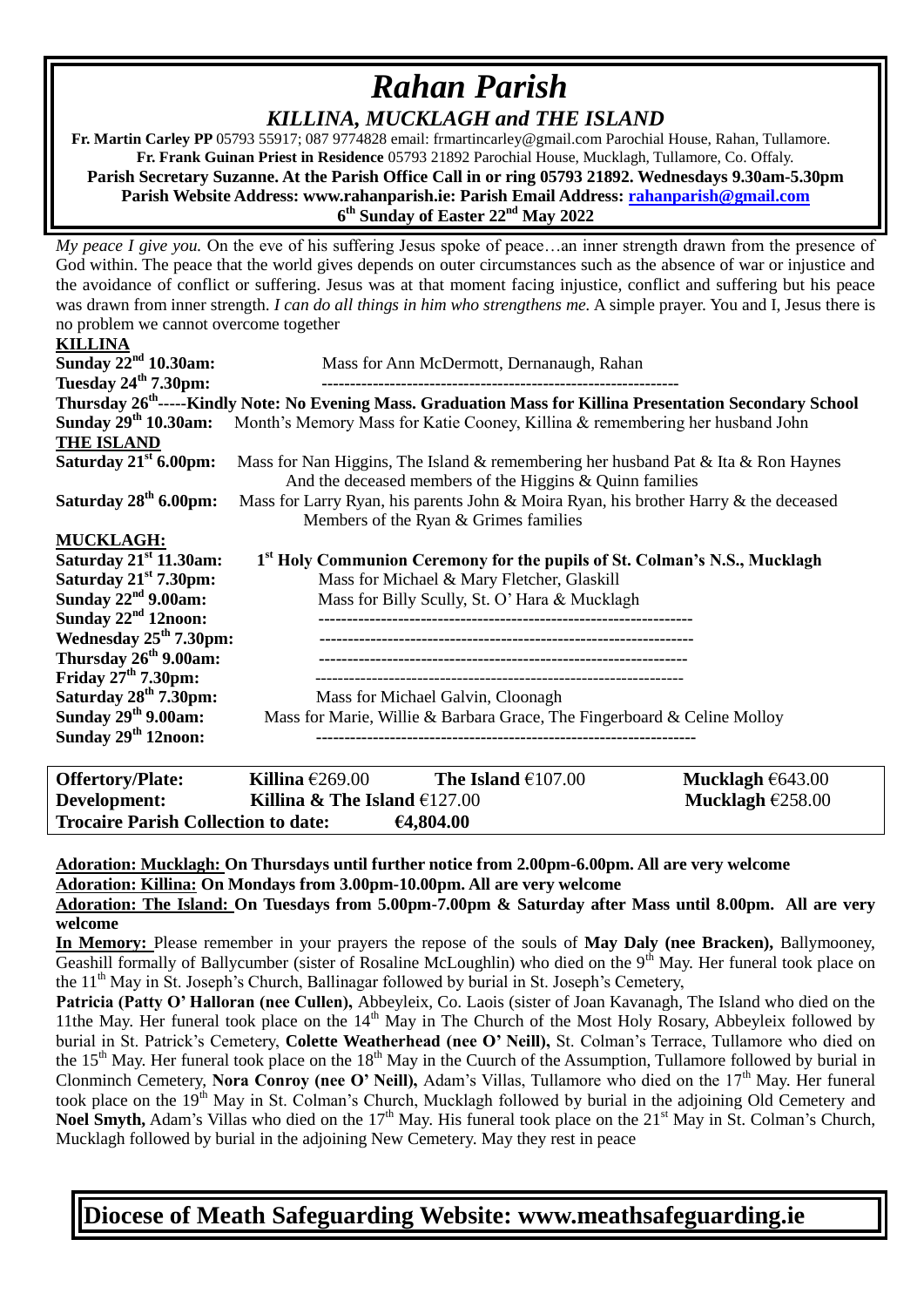# *Rahan Parish*

## *KILLINA, MUCKLAGH and THE ISLAND*

**Fr. Martin Carley PP** 05793 55917; 087 9774828 email: frmartincarley@gmail.com Parochial House, Rahan, Tullamore.
**Fr. Frank Guinan Priest in Residence** 05793 21892 Parochial House, Mucklagh, Tullamore, Co. Offaly.
**Parish Secretary Suzanne. At the Parish Office Call in or ring 05793 21892. Wednesdays 9.30am-5.30pm**
**Parish Website Address: www.rahanparish.ie: Parish Email Address: rahanparish@gmail.com**
**6th Sunday of Easter 22nd May 2022**

*My peace I give you.* On the eve of his suffering Jesus spoke of peace…an inner strength drawn from the presence of God within. The peace that the world gives depends on outer circumstances such as the absence of war or injustice and the avoidance of conflict or suffering. Jesus was at that moment facing injustice, conflict and suffering but his peace was drawn from inner strength. *I can do all things in him who strengthens me.* A simple prayer. You and I, Jesus there is no problem we cannot overcome together

**KILLINA**

**Sunday 22nd 10.30am:** Mass for Ann McDermott, Dernanaugh, Rahan
**Tuesday 24th 7.30pm:** --------------------------------------------------------------
**Thursday 26th-----Kindly Note: No Evening Mass. Graduation Mass for Killina Presentation Secondary School**
**Sunday 29th 10.30am:** Month's Memory Mass for Katie Cooney, Killina & remembering her husband John

**THE ISLAND**

**Saturday 21st 6.00pm:** Mass for Nan Higgins, The Island & remembering her husband Pat & Ita & Ron Haynes And the deceased members of the Higgins & Quinn families
**Saturday 28th 6.00pm:** Mass for Larry Ryan, his parents John & Moira Ryan, his brother Harry & the deceased Members of the Ryan & Grimes families

**MUCKLAGH:**

**Saturday 21st 11.30am:** **1st Holy Communion Ceremony for the pupils of St. Colman's N.S., Mucklagh**
**Saturday 21st 7.30pm:** Mass for Michael & Mary Fletcher, Glaskill
**Sunday 22nd 9.00am:** Mass for Billy Scully, St. O' Hara & Mucklagh
**Sunday 22nd 12noon:** ------------------------------------------------------------------
**Wednesday 25th 7.30pm:** ------------------------------------------------------------------
**Thursday 26th 9.00am:** ------------------------------------------------------------------
**Friday 27th 7.30pm:** ------------------------------------------------------------------
**Saturday 28th 7.30pm:** Mass for Michael Galvin, Cloonagh
**Sunday 29th 9.00am:** Mass for Marie, Willie & Barbara Grace, The Fingerboard & Celine Molloy
**Sunday 29th 12noon:** ------------------------------------------------------------------

| **Offertory/Plate:** | **Killina** €269.00 | **The Island** €107.00 | **Mucklagh** €643.00 |
|---|---|---|---|
| **Development:** | **Killina & The Island** €127.00 | | **Mucklagh** €258.00 |
| **Trocaire Parish Collection to date:** | **€4,804.00** | | |

**Adoration: Mucklagh: On Thursdays until further notice from 2.00pm-6.00pm. All are very welcome**
**Adoration: Killina: On Mondays from 3.00pm-10.00pm. All are very welcome**
**Adoration: The Island: On Tuesdays from 5.00pm-7.00pm & Saturday after Mass until 8.00pm. All are very welcome**

**In Memory:** Please remember in your prayers the repose of the souls of **May Daly (nee Bracken),** Ballymooney, Geashill formally of Ballycumber (sister of Rosaline McLoughlin) who died on the 9th May. Her funeral took place on the 11th May in St. Joseph's Church, Ballinagar followed by burial in St. Joseph's Cemetery,
**Patricia (Patty O' Halloran (nee Cullen),** Abbeyleix, Co. Laois (sister of Joan Kavanagh, The Island who died on the 11the May. Her funeral took place on the 14th May in The Church of the Most Holy Rosary, Abbeyleix followed by burial in St. Patrick's Cemetery, **Colette Weatherhead (nee O' Neill),** St. Colman's Terrace, Tullamore who died on the 15th May. Her funeral took place on the 18th May in the Cuurch of the Assumption, Tullamore followed by burial in Clonminch Cemetery, **Nora Conroy (nee O' Neill),** Adam's Villas, Tullamore who died on the 17th May. Her funeral took place on the 19th May in St. Colman's Church, Mucklagh followed by burial in the adjoining Old Cemetery and **Noel Smyth,** Adam's Villas who died on the 17th May. His funeral took place on the 21st May in St. Colman's Church, Mucklagh followed by burial in the adjoining New Cemetery. May they rest in peace

## Diocese of Meath Safeguarding Website: www.meathsafeguarding.ie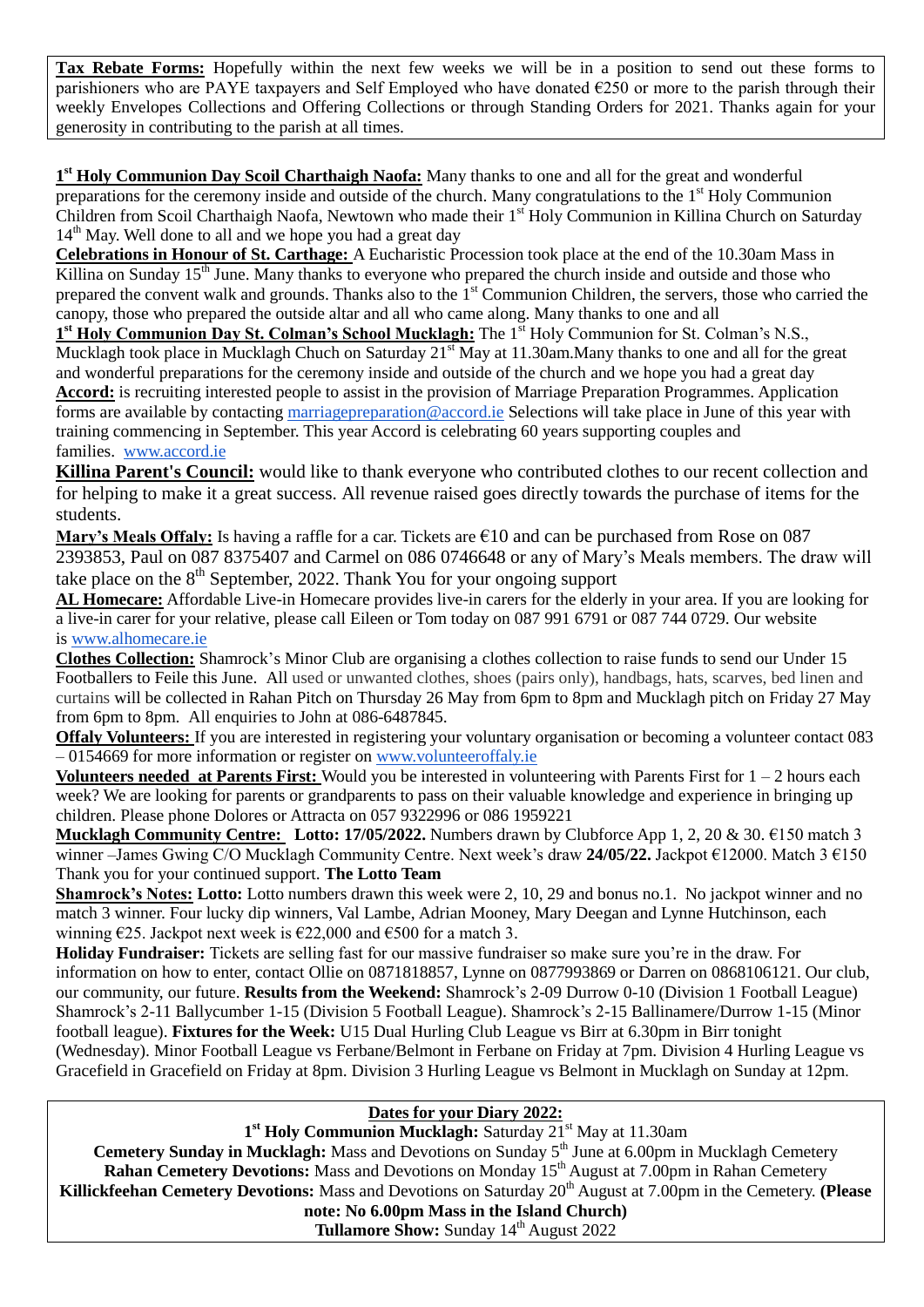**Tax Rebate Forms:** Hopefully within the next few weeks we will be in a position to send out these forms to parishioners who are PAYE taxpayers and Self Employed who have donated €250 or more to the parish through their weekly Envelopes Collections and Offering Collections or through Standing Orders for 2021. Thanks again for your generosity in contributing to the parish at all times.

**1st Holy Communion Day Scoil Charthaigh Naofa:** Many thanks to one and all for the great and wonderful preparations for the ceremony inside and outside of the church. Many congratulations to the 1st Holy Communion Children from Scoil Charthaigh Naofa, Newtown who made their 1st Holy Communion in Killina Church on Saturday 14th May. Well done to all and we hope you had a great day

**Celebrations in Honour of St. Carthage:** A Eucharistic Procession took place at the end of the 10.30am Mass in Killina on Sunday 15th June. Many thanks to everyone who prepared the church inside and outside and those who prepared the convent walk and grounds. Thanks also to the 1st Communion Children, the servers, those who carried the canopy, those who prepared the outside altar and all who came along. Many thanks to one and all

**1st Holy Communion Day St. Colman's School Mucklagh:** The 1st Holy Communion for St. Colman's N.S., Mucklagh took place in Mucklagh Chuch on Saturday 21st May at 11.30am.Many thanks to one and all for the great and wonderful preparations for the ceremony inside and outside of the church and we hope you had a great day

**Accord:** is recruiting interested people to assist in the provision of Marriage Preparation Programmes. Application forms are available by contacting marriagepreparation@accord.ie Selections will take place in June of this year with training commencing in September. This year Accord is celebrating 60 years supporting couples and families. www.accord.ie

**Killina Parent's Council:** would like to thank everyone who contributed clothes to our recent collection and for helping to make it a great success. All revenue raised goes directly towards the purchase of items for the students.

**Mary's Meals Offaly:** Is having a raffle for a car. Tickets are €10 and can be purchased from Rose on 087 2393853, Paul on 087 8375407 and Carmel on 086 0746648 or any of Mary's Meals members. The draw will take place on the 8th September, 2022. Thank You for your ongoing support

**AL Homecare:** Affordable Live-in Homecare provides live-in carers for the elderly in your area. If you are looking for a live-in carer for your relative, please call Eileen or Tom today on 087 991 6791 or 087 744 0729. Our website is www.alhomecare.ie

**Clothes Collection:** Shamrock's Minor Club are organising a clothes collection to raise funds to send our Under 15 Footballers to Feile this June. All used or unwanted clothes, shoes (pairs only), handbags, hats, scarves, bed linen and curtains will be collected in Rahan Pitch on Thursday 26 May from 6pm to 8pm and Mucklagh pitch on Friday 27 May from 6pm to 8pm. All enquiries to John at 086-6487845.

**Offaly Volunteers:** If you are interested in registering your voluntary organisation or becoming a volunteer contact 083 – 0154669 for more information or register on www.volunteeroffaly.ie

**Volunteers needed at Parents First:** Would you be interested in volunteering with Parents First for 1 – 2 hours each week? We are looking for parents or grandparents to pass on their valuable knowledge and experience in bringing up children. Please phone Dolores or Attracta on 057 9322996 or 086 1959221

**Mucklagh Community Centre: Lotto: 17/05/2022.** Numbers drawn by Clubforce App 1, 2, 20 & 30. €150 match 3 winner –James Gwing C/O Mucklagh Community Centre. Next week's draw **24/05/22.** Jackpot €12000. Match 3 €150 Thank you for your continued support. **The Lotto Team**

**Shamrock's Notes: Lotto:** Lotto numbers drawn this week were 2, 10, 29 and bonus no.1. No jackpot winner and no match 3 winner. Four lucky dip winners, Val Lambe, Adrian Mooney, Mary Deegan and Lynne Hutchinson, each winning €25. Jackpot next week is €22,000 and €500 for a match 3.

**Holiday Fundraiser:** Tickets are selling fast for our massive fundraiser so make sure you're in the draw. For information on how to enter, contact Ollie on 0871818857, Lynne on 0877993869 or Darren on 0868106121. Our club, our community, our future. **Results from the Weekend:** Shamrock's 2-09 Durrow 0-10 (Division 1 Football League) Shamrock's 2-11 Ballycumber 1-15 (Division 5 Football League). Shamrock's 2-15 Ballinamere/Durrow 1-15 (Minor football league). **Fixtures for the Week:** U15 Dual Hurling Club League vs Birr at 6.30pm in Birr tonight (Wednesday). Minor Football League vs Ferbane/Belmont in Ferbane on Friday at 7pm. Division 4 Hurling League vs Gracefield in Gracefield on Friday at 8pm. Division 3 Hurling League vs Belmont in Mucklagh on Sunday at 12pm.

**Dates for your Diary 2022:**

**1st Holy Communion Mucklagh:** Saturday 21st May at 11.30am

**Cemetery Sunday in Mucklagh:** Mass and Devotions on Sunday 5th June at 6.00pm in Mucklagh Cemetery

**Rahan Cemetery Devotions:** Mass and Devotions on Monday 15th August at 7.00pm in Rahan Cemetery

**Killickfeehan Cemetery Devotions:** Mass and Devotions on Saturday 20th August at 7.00pm in the Cemetery. **(Please note: No 6.00pm Mass in the Island Church)**

**Tullamore Show:** Sunday 14th August 2022